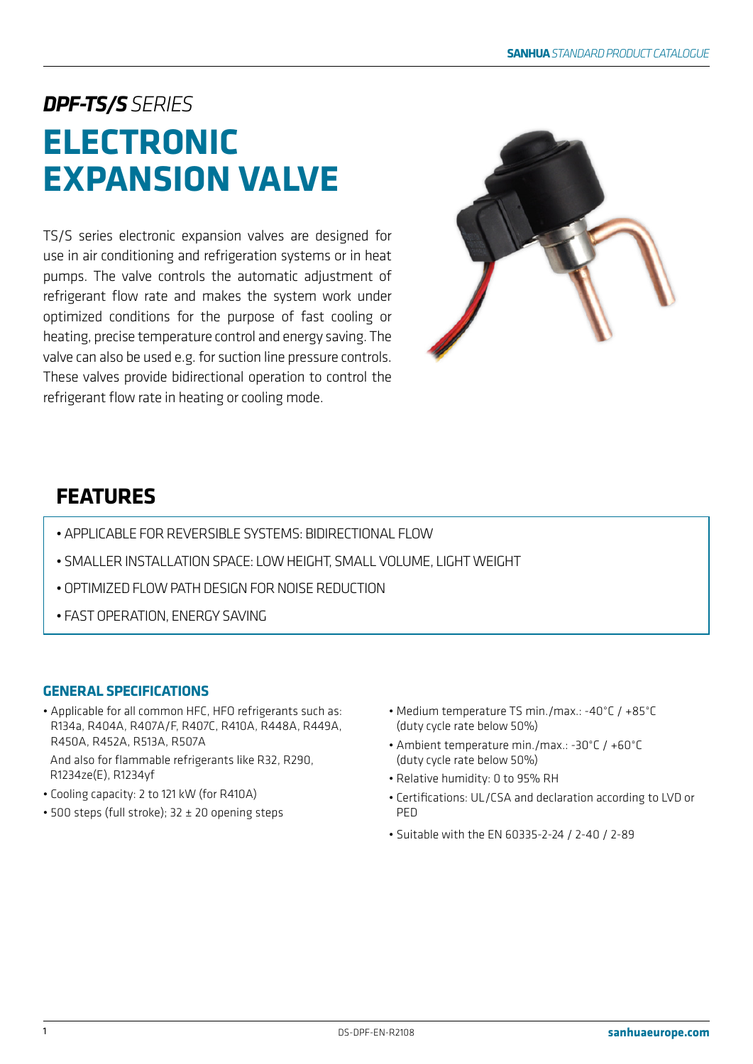***DPF-TS/S*** *SERIES*

# ELECTRONIC EXPANSION VALVE

TS/S series electronic expansion valves are designed for use in air conditioning and refrigeration systems or in heat pumps. The valve controls the automatic adjustment of refrigerant flow rate and makes the system work under optimized conditions for the purpose of fast cooling or heating, precise temperature control and energy saving. The valve can also be used e.g. for suction line pressure controls. These valves provide bidirectional operation to control the refrigerant flow rate in heating or cooling mode.

## FEATURES

- APPLICABLE FOR REVERSIBLE SYSTEMS: BIDIRECTIONAL FLOW
- SMALLER INSTALLATION SPACE: LOW HEIGHT, SMALL VOLUME, LIGHT WEIGHT
- OPTIMIZED FLOW PATH DESIGN FOR NOISE REDUCTION
- FAST OPERATION, ENERGY SAVING

### GENERAL SPECIFICATIONS

- Applicable for all common HFC, HFO refrigerants such as: R134a, R404A, R407A/F, R407C, R410A, R448A, R449A, R450A, R452A, R513A, R507A

  And also for flammable refrigerants like R32, R290, R1234ze(E), R1234yf
- Cooling capacity: 2 to 121 kW (for R410A)
- 500 steps (full stroke); 32 ± 20 opening steps
- Medium temperature TS min./max.: -40°C / +85°C (duty cycle rate below 50%)
- Ambient temperature min./max.: -30°C / +60°C (duty cycle rate below 50%)
- Relative humidity: 0 to 95% RH
- Certifications: UL/CSA and declaration according to LVD or PED
- Suitable with the EN 60335-2-24 / 2-40 / 2-89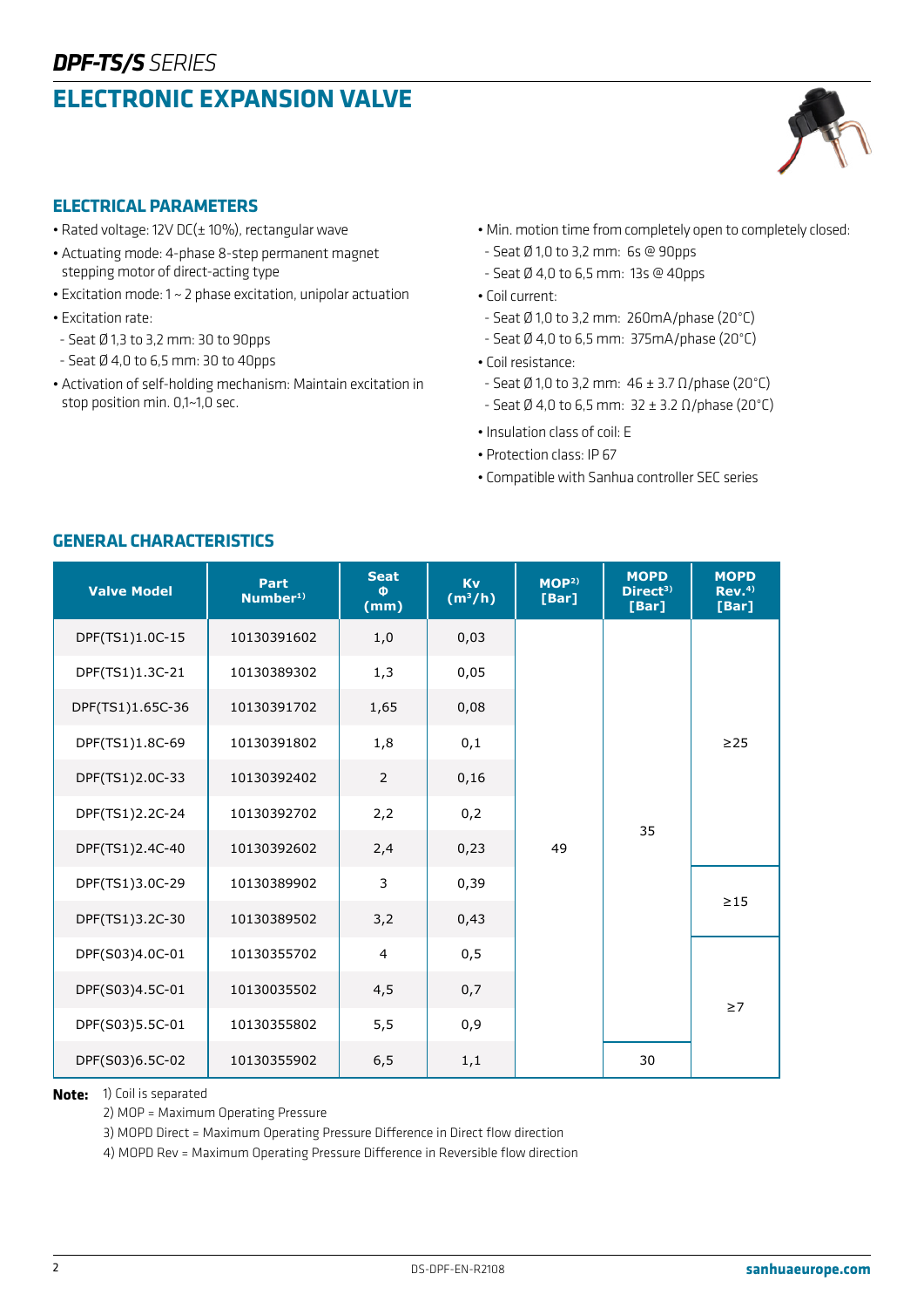## *DPF-TS/S SERIES*

# ELECTRONIC EXPANSION VALVE

## ELECTRICAL PARAMETERS

- Rated voltage: 12V DC(± 10%), rectangular wave
- Actuating mode: 4-phase 8-step permanent magnet stepping motor of direct-acting type
- Excitation mode: 1 ~ 2 phase excitation, unipolar actuation
- Excitation rate:
  - Seat Ø 1,3 to 3,2 mm: 30 to 90pps
  - Seat Ø 4,0 to 6,5 mm: 30 to 40pps
- Activation of self-holding mechanism: Maintain excitation in stop position min. 0,1~1,0 sec.
- Min. motion time from completely open to completely closed:
  - Seat Ø 1,0 to 3,2 mm: 6s @ 90pps
  - Seat Ø 4,0 to 6,5 mm: 13s @ 40pps
- Coil current:
  - Seat Ø 1,0 to 3,2 mm: 260mA/phase (20°C)
  - Seat Ø 4,0 to 6,5 mm: 375mA/phase (20°C)
- Coil resistance:
  - Seat Ø 1,0 to 3,2 mm: 46 ± 3.7 Ω/phase (20°C)
  - Seat Ø 4,0 to 6,5 mm: 32 ± 3.2 Ω/phase (20°C)
- Insulation class of coil: E
- Protection class: IP 67
- Compatible with Sanhua controller SEC series

## GENERAL CHARACTERISTICS

| Valve Model | Part Number[1] | Seat Φ (mm) | Kv ($m^3/h$) | MOP[2] [Bar] | MOPD Direct[3] [Bar] | MOPD Rev.[4] [Bar] |
|---|---|---|---|---|---|---|
| DPF(TS1)1.0C-15 | 10130391602 | 1,0 | 0,03 | 49 | 35 | ≥25 |
| DPF(TS1)1.3C-21 | 10130389302 | 1,3 | 0,05 | 49 | 35 | ≥25 |
| DPF(TS1)1.65C-36 | 10130391702 | 1,65 | 0,08 | 49 | 35 | ≥25 |
| DPF(TS1)1.8C-69 | 10130391802 | 1,8 | 0,1 | 49 | 35 | ≥25 |
| DPF(TS1)2.0C-33 | 10130392402 | 2 | 0,16 | 49 | 35 | ≥25 |
| DPF(TS1)2.2C-24 | 10130392702 | 2,2 | 0,2 | 49 | 35 | ≥25 |
| DPF(TS1)2.4C-40 | 10130392602 | 2,4 | 0,23 | 49 | 35 | ≥25 |
| DPF(TS1)3.0C-29 | 10130389902 | 3 | 0,39 | 49 | 35 | ≥15 |
| DPF(TS1)3.2C-30 | 10130389502 | 3,2 | 0,43 | 49 | 35 | ≥15 |
| DPF(S03)4.0C-01 | 10130355702 | 4 | 0,5 | 49 | 35 | ≥7 |
| DPF(S03)4.5C-01 | 10130035502 | 4,5 | 0,7 | 49 | 35 | ≥7 |
| DPF(S03)5.5C-01 | 10130355802 | 5,5 | 0,9 | 49 | 35 | ≥7 |
| DPF(S03)6.5C-02 | 10130355902 | 6,5 | 1,1 | 49 | 30 | ≥7 |

**Note:**
1) Coil is separated
2) MOP = Maximum Operating Pressure
3) MOPD Direct = Maximum Operating Pressure Difference in Direct flow direction
4) MOPD Rev = Maximum Operating Pressure Difference in Reversible flow direction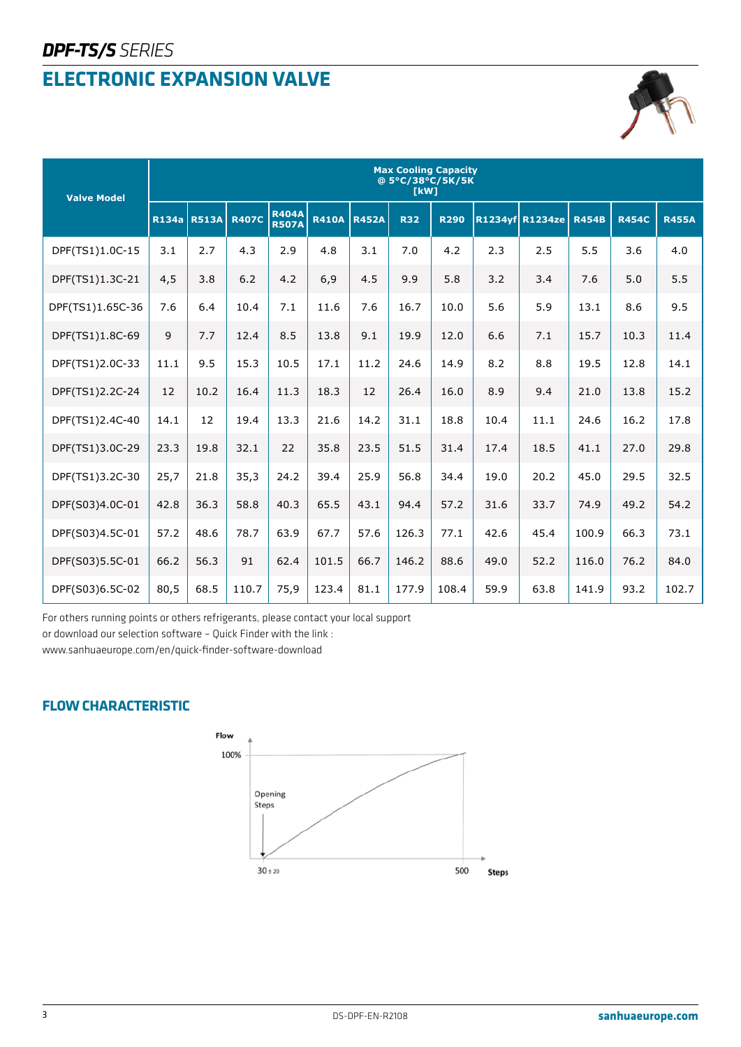# *DPF-TS/S SERIES*

# ELECTRONIC EXPANSION VALVE

| Valve Model | Max Cooling Capacity @ 5°C/38°C/5K/5K [kW] | | | | | | | | | | | | |
|---|---|---|---|---|---|---|---|---|---|---|---|---|---|
| | R134a | R513A | R407C | R404A R507A | R410A | R452A | R32 | R290 | R1234yf | R1234ze | R454B | R454C | R455A |
| DPF(TS1)1.0C-15 | 3.1 | 2.7 | 4.3 | 2.9 | 4.8 | 3.1 | 7.0 | 4.2 | 2.3 | 2.5 | 5.5 | 3.6 | 4.0 |
| DPF(TS1)1.3C-21 | 4,5 | 3.8 | 6.2 | 4.2 | 6,9 | 4.5 | 9.9 | 5.8 | 3.2 | 3.4 | 7.6 | 5.0 | 5.5 |
| DPF(TS1)1.65C-36 | 7.6 | 6.4 | 10.4 | 7.1 | 11.6 | 7.6 | 16.7 | 10.0 | 5.6 | 5.9 | 13.1 | 8.6 | 9.5 |
| DPF(TS1)1.8C-69 | 9 | 7.7 | 12.4 | 8.5 | 13.8 | 9.1 | 19.9 | 12.0 | 6.6 | 7.1 | 15.7 | 10.3 | 11.4 |
| DPF(TS1)2.0C-33 | 11.1 | 9.5 | 15.3 | 10.5 | 17.1 | 11.2 | 24.6 | 14.9 | 8.2 | 8.8 | 19.5 | 12.8 | 14.1 |
| DPF(TS1)2.2C-24 | 12 | 10.2 | 16.4 | 11.3 | 18.3 | 12 | 26.4 | 16.0 | 8.9 | 9.4 | 21.0 | 13.8 | 15.2 |
| DPF(TS1)2.4C-40 | 14.1 | 12 | 19.4 | 13.3 | 21.6 | 14.2 | 31.1 | 18.8 | 10.4 | 11.1 | 24.6 | 16.2 | 17.8 |
| DPF(TS1)3.0C-29 | 23.3 | 19.8 | 32.1 | 22 | 35.8 | 23.5 | 51.5 | 31.4 | 17.4 | 18.5 | 41.1 | 27.0 | 29.8 |
| DPF(TS1)3.2C-30 | 25,7 | 21.8 | 35,3 | 24.2 | 39.4 | 25.9 | 56.8 | 34.4 | 19.0 | 20.2 | 45.0 | 29.5 | 32.5 |
| DPF(S03)4.0C-01 | 42.8 | 36.3 | 58.8 | 40.3 | 65.5 | 43.1 | 94.4 | 57.2 | 31.6 | 33.7 | 74.9 | 49.2 | 54.2 |
| DPF(S03)4.5C-01 | 57.2 | 48.6 | 78.7 | 63.9 | 67.7 | 57.6 | 126.3 | 77.1 | 42.6 | 45.4 | 100.9 | 66.3 | 73.1 |
| DPF(S03)5.5C-01 | 66.2 | 56.3 | 91 | 62.4 | 101.5 | 66.7 | 146.2 | 88.6 | 49.0 | 52.2 | 116.0 | 76.2 | 84.0 |
| DPF(S03)6.5C-02 | 80,5 | 68.5 | 110.7 | 75,9 | 123.4 | 81.1 | 177.9 | 108.4 | 59.9 | 63.8 | 141.9 | 93.2 | 102.7 |

For others running points or others refrigerants, please contact your local support
or download our selection software – Quick Finder with the link :
www.sanhuaeurope.com/en/quick-finder-software-download

## FLOW CHARACTERISTIC

Flow
100%
Opening Steps
30 ± 20
500
Steps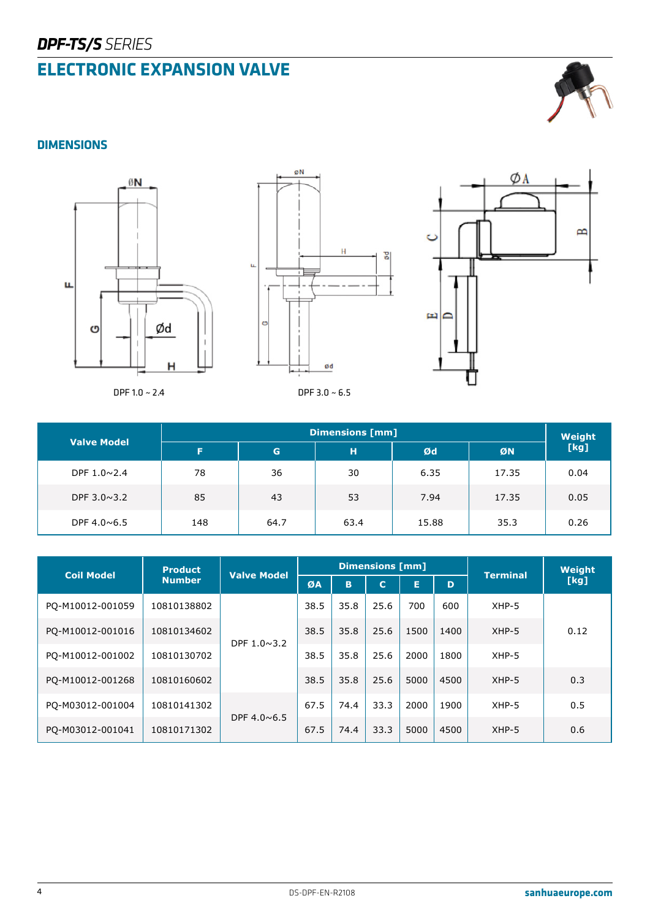*DPF-TS/S SERIES*

# ELECTRONIC EXPANSION VALVE

## DIMENSIONS

ØN

F

G

Ød

H

DPF 1.0 ~ 2.4

øN

F

G

H

ød

ød

DPF 3.0 ~ 6.5

ØA

B

C

E

D

| Valve Model | Dimensions [mm] | | | | | Weight [kg] |
|---|---|---|---|---|---|---|
| | F | G | H | Ød | ØN | |
| DPF 1.0~2.4 | 78 | 36 | 30 | 6.35 | 17.35 | 0.04 |
| DPF 3.0~3.2 | 85 | 43 | 53 | 7.94 | 17.35 | 0.05 |
| DPF 4.0~6.5 | 148 | 64.7 | 63.4 | 15.88 | 35.3 | 0.26 |

| Coil Model | Product Number | Valve Model | Dimensions [mm] | | | | | Terminal | Weight [kg] |
|---|---|---|---|---|---|---|---|---|---|
| | | | ØA | B | C | E | D | | |
| PQ-M10012-001059 | 10810138802 | DPF 1.0~3.2 | 38.5 | 35.8 | 25.6 | 700 | 600 | XHP-5 | 0.12 |
| PQ-M10012-001016 | 10810134602 | | 38.5 | 35.8 | 25.6 | 1500 | 1400 | XHP-5 | |
| PQ-M10012-001002 | 10810130702 | | 38.5 | 35.8 | 25.6 | 2000 | 1800 | XHP-5 | |
| PQ-M10012-001268 | 10810160602 | | 38.5 | 35.8 | 25.6 | 5000 | 4500 | XHP-5 | 0.3 |
| PQ-M03012-001004 | 10810141302 | DPF 4.0~6.5 | 67.5 | 74.4 | 33.3 | 2000 | 1900 | XHP-5 | 0.5 |
| PQ-M03012-001041 | 10810171302 | | 67.5 | 74.4 | 33.3 | 5000 | 4500 | XHP-5 | 0.6 |